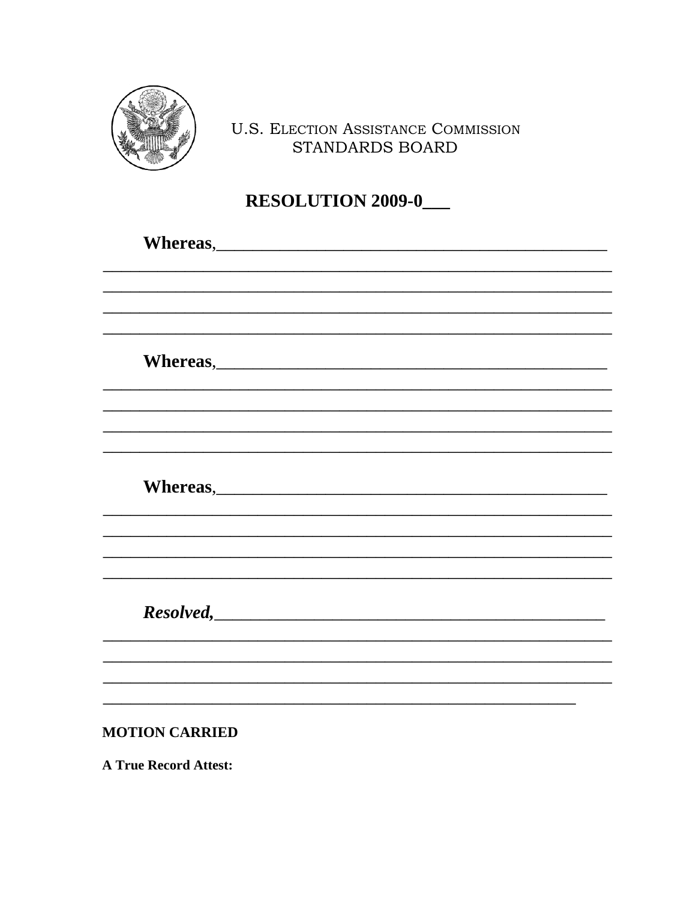U.S. ELECTION ASSISTANCE COMMISSION
STANDARDS BOARD

# RESOLUTION 2009-0___

**Whereas**,_______________________________________________
_____________________________________________________________
_____________________________________________________________
_____________________________________________________________
_____________________________________________________________

**Whereas**,_______________________________________________
_____________________________________________________________
_____________________________________________________________
_____________________________________________________________
_____________________________________________________________

**Whereas**,_______________________________________________
_____________________________________________________________
_____________________________________________________________
_____________________________________________________________
_____________________________________________________________

***Resolved***,_______________________________________________
_____________________________________________________________
_____________________________________________________________
_____________________________________________________________
_________________________________________________________

**MOTION CARRIED**

**A True Record Attest:**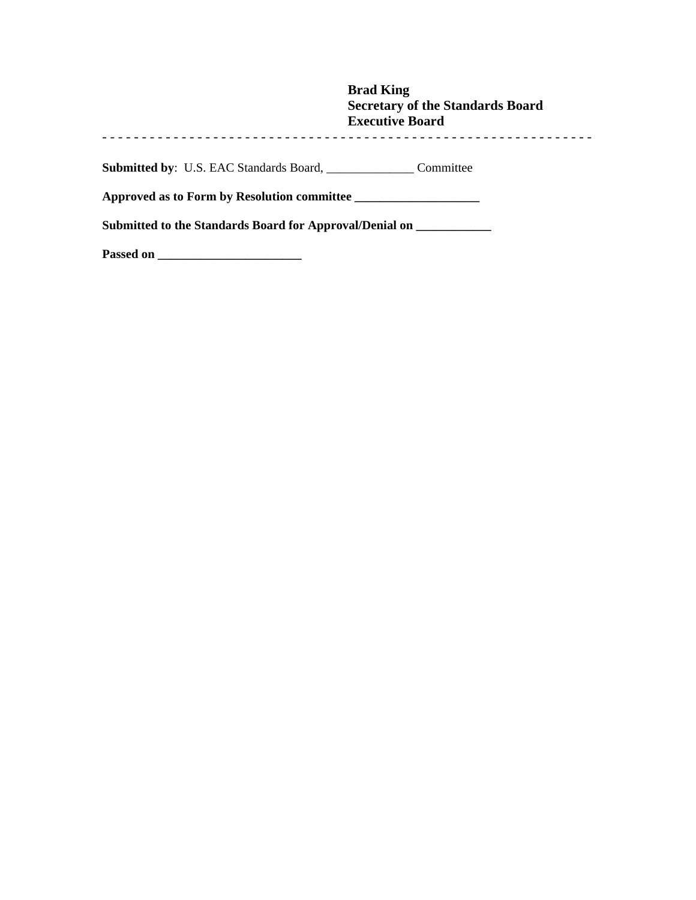**Brad King**
**Secretary of the Standards Board**
**Executive Board**

- - - - - - - - - - - - - - - - - - - - - - - - - - - - - - - - - - - - - - - - - - - - - - - - - - - - - - - - - - - - -

**Submitted by**: U.S. EAC Standards Board, _____________ Committee

**Approved as to Form by Resolution committee ___________________**

**Submitted to the Standards Board for Approval/Denial on ___________**

**Passed on ______________________**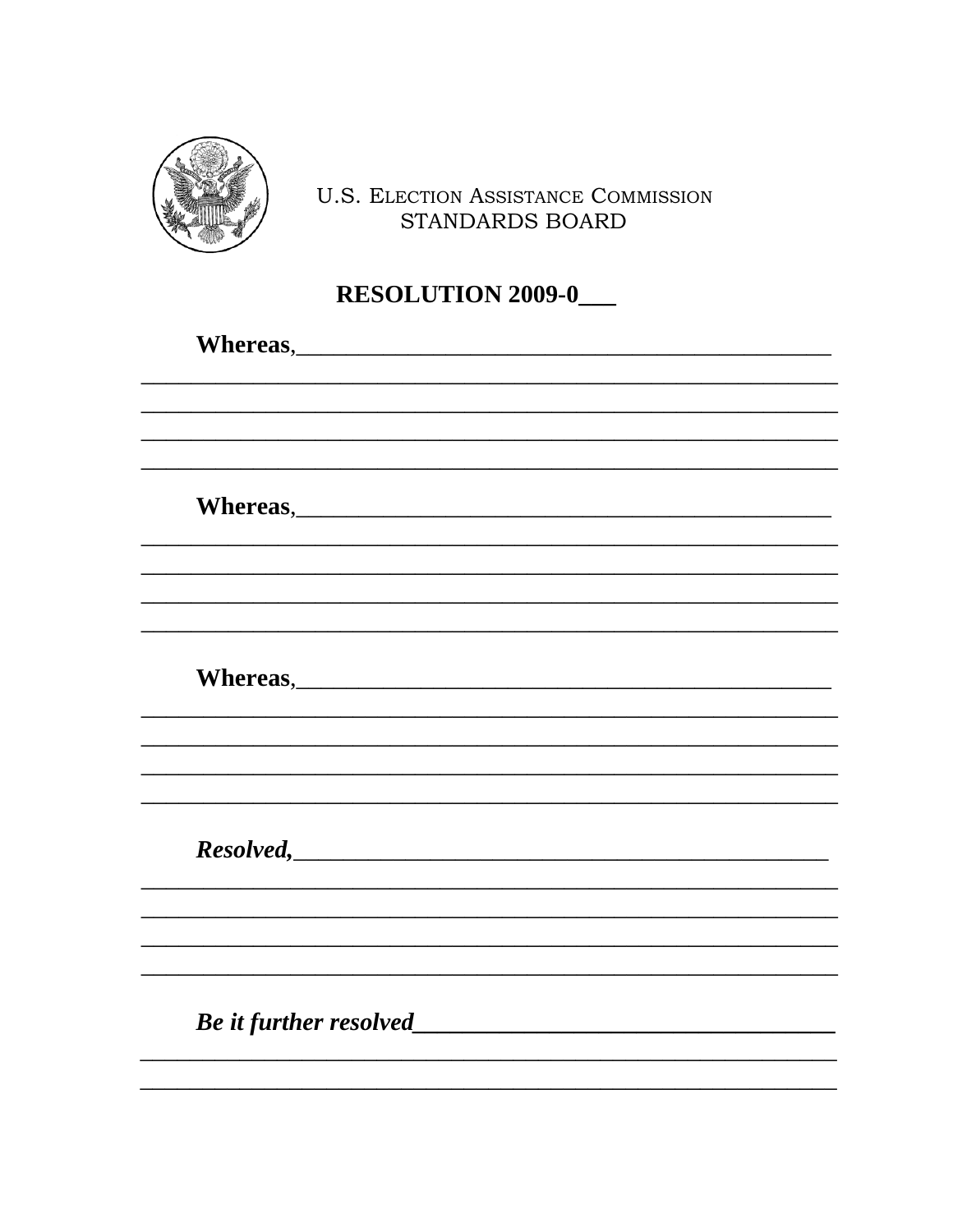U.S. ELECTION ASSISTANCE COMMISSION
STANDARDS BOARD

## RESOLUTION 2009-0___

**Whereas,**_____________________________________________
__________________________________________________________
__________________________________________________________
__________________________________________________________
__________________________________________________________

**Whereas,**_____________________________________________
__________________________________________________________
__________________________________________________________
__________________________________________________________
__________________________________________________________

**Whereas,**_____________________________________________
__________________________________________________________
__________________________________________________________
__________________________________________________________
__________________________________________________________

***Resolved,***_____________________________________________
__________________________________________________________
__________________________________________________________
__________________________________________________________
__________________________________________________________

***Be it further resolved***_________________________________
__________________________________________________________
__________________________________________________________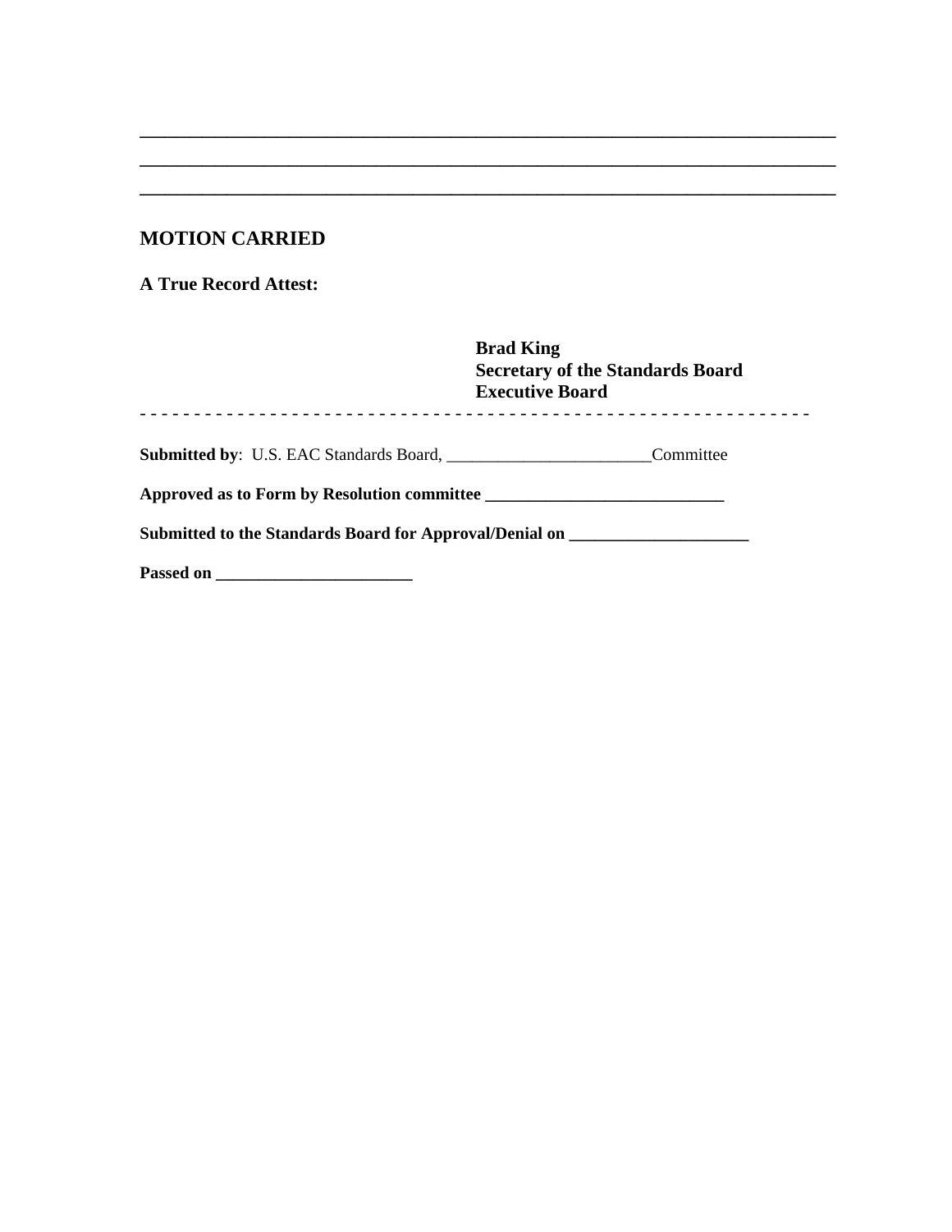\_\_\_\_\_\_\_\_\_\_\_\_\_\_\_\_\_\_\_\_\_\_\_\_\_\_\_\_\_\_\_\_\_\_\_\_\_\_\_\_\_\_\_\_\_\_\_\_\_\_\_\_\_\_\_\_\_\_\_\_\_\_\_\_\_\_\_\_\_\_\_\_\_\_
\_\_\_\_\_\_\_\_\_\_\_\_\_\_\_\_\_\_\_\_\_\_\_\_\_\_\_\_\_\_\_\_\_\_\_\_\_\_\_\_\_\_\_\_\_\_\_\_\_\_\_\_\_\_\_\_\_\_\_\_\_\_\_\_\_\_\_\_\_\_\_\_\_\_
\_\_\_\_\_\_\_\_\_\_\_\_\_\_\_\_\_\_\_\_\_\_\_\_\_\_\_\_\_\_\_\_\_\_\_\_\_\_\_\_\_\_\_\_\_\_\_\_\_\_\_\_\_\_\_\_\_\_\_\_\_\_\_\_\_\_\_\_\_\_\_\_\_\_

**MOTION CARRIED**

**A True Record Attest:**

**Brad King**
**Secretary of the Standards Board**
**Executive Board**

\- - - - - - - - - - - - - - - - - - - - - - - - - - - - - - - - - - - - - - - - - - - - - - - - - - - - - - - - - - - - -

**Submitted by**: U.S. EAC Standards Board, \_\_\_\_\_\_\_\_\_\_\_\_\_\_\_\_\_\_\_\_\_\_\_Committee

**Approved as to Form by Resolution committee \_\_\_\_\_\_\_\_\_\_\_\_\_\_\_\_\_\_\_\_\_\_\_\_\_\_\_**

**Submitted to the Standards Board for Approval/Denial on \_\_\_\_\_\_\_\_\_\_\_\_\_\_\_\_\_\_\_\_**

**Passed on \_\_\_\_\_\_\_\_\_\_\_\_\_\_\_\_\_\_\_\_\_\_**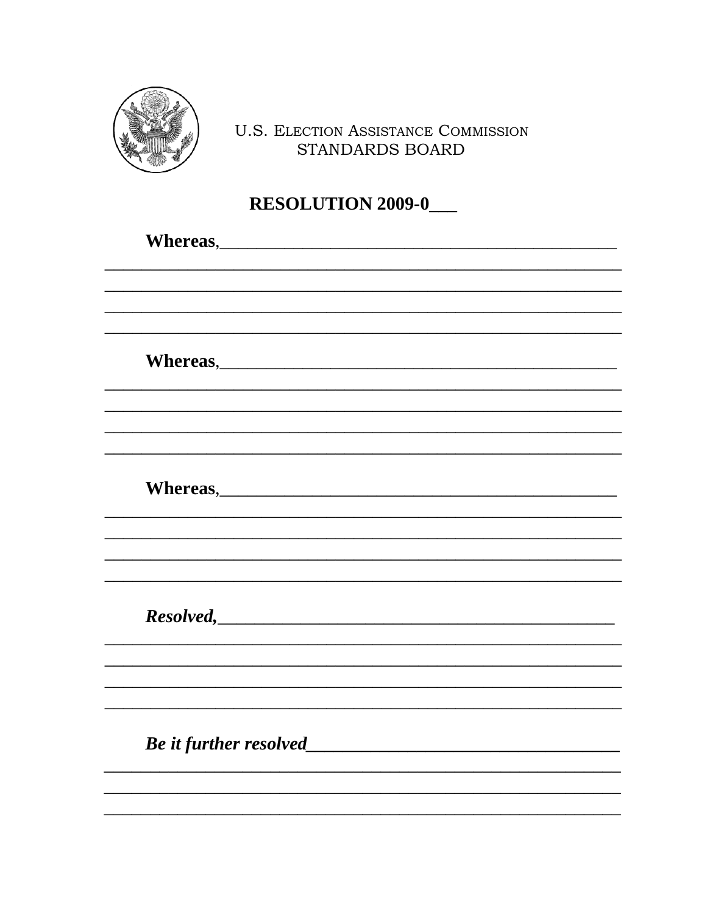U.S. ELECTION ASSISTANCE COMMISSION
STANDARDS BOARD

## RESOLUTION 2009-0___

**Whereas**,_______________________________________________
___________________________________________________________
___________________________________________________________
___________________________________________________________
___________________________________________________________

**Whereas**,_______________________________________________
___________________________________________________________
___________________________________________________________
___________________________________________________________
___________________________________________________________

**Whereas**,_______________________________________________
___________________________________________________________
___________________________________________________________
___________________________________________________________
___________________________________________________________

***Resolved,***____________________________________________
___________________________________________________________
___________________________________________________________
___________________________________________________________
___________________________________________________________

***Be it further resolved***_______________________________
___________________________________________________________
___________________________________________________________
___________________________________________________________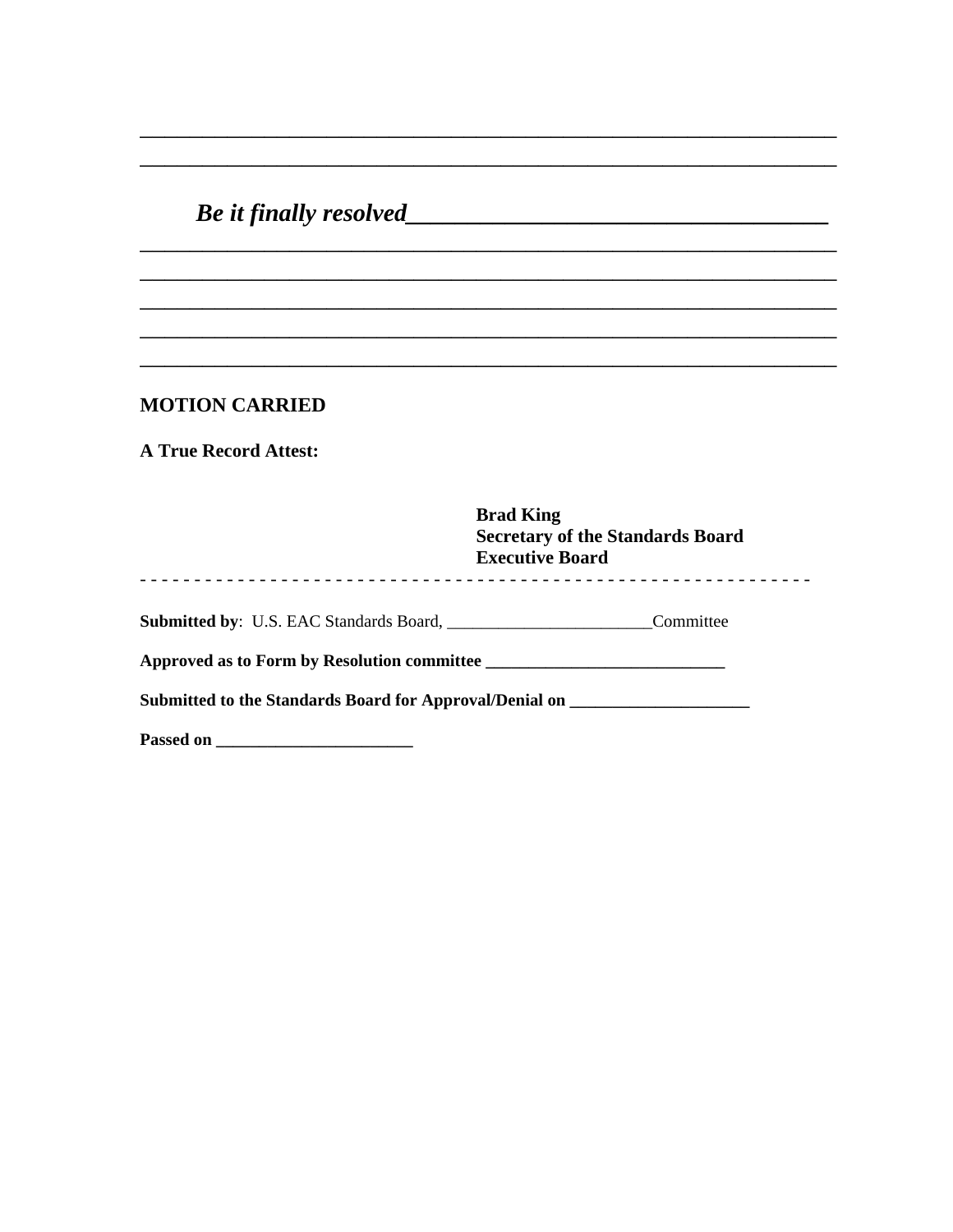______________________________________________________________________

______________________________________________________________________

***Be it finally resolved*____________________________________**

______________________________________________________________________

______________________________________________________________________

______________________________________________________________________

______________________________________________________________________

______________________________________________________________________

**MOTION CARRIED**

**A True Record Attest:**

**Brad King**
**Secretary of the Standards Board**
**Executive Board**

- - - - - - - - - - - - - - - - - - - - - - - - - - - - - - - - - - - - - - - - - - - - - - - - - - - - - - - - - - - - - - -

**Submitted by**: U.S. EAC Standards Board, _______________________Committee

**Approved as to Form by Resolution committee ___________________________**

**Submitted to the Standards Board for Approval/Denial on ____________________**

**Passed on ______________________**